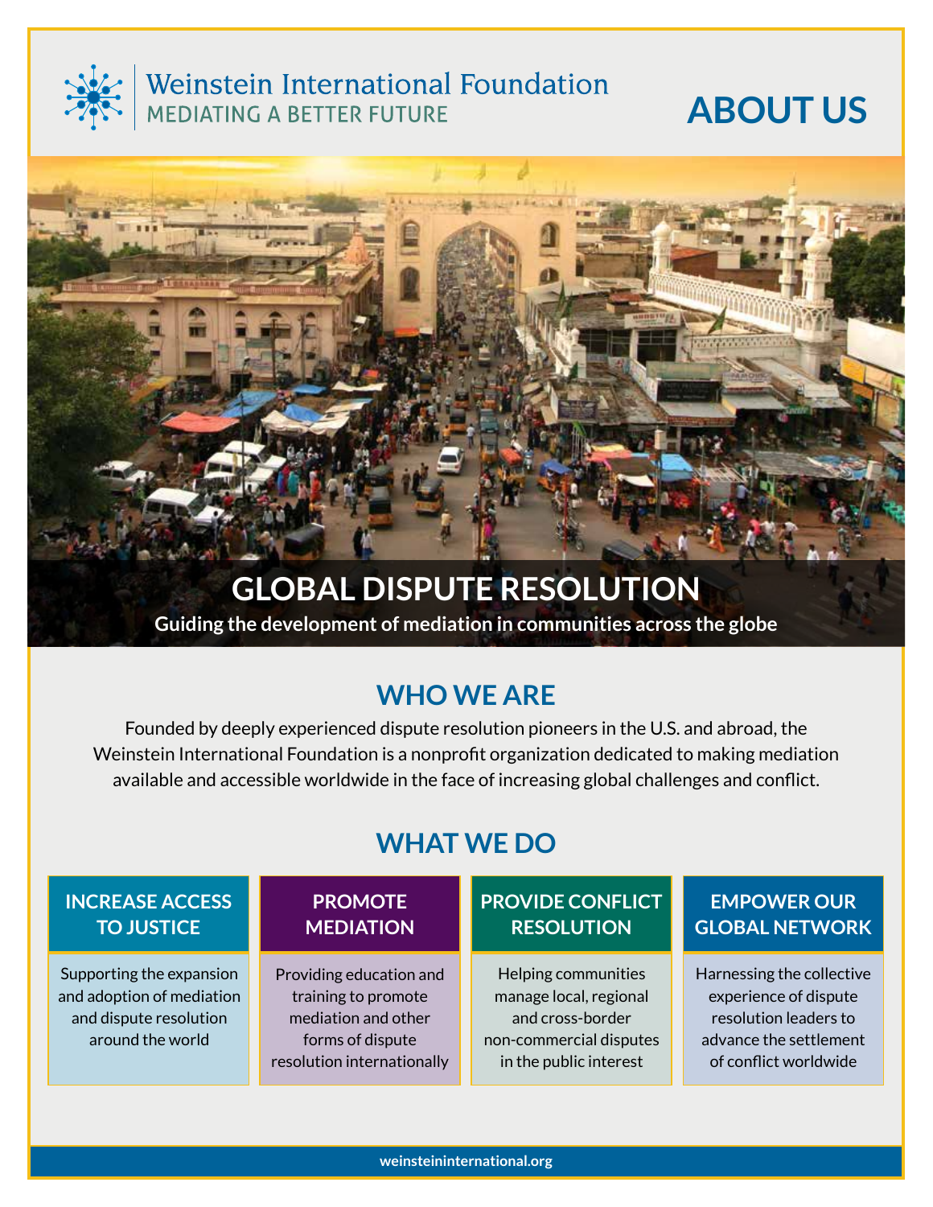Weinstein International Foundation
MEDIATING A BETTER FUTURE

# ABOUT US

## GLOBAL DISPUTE RESOLUTION

**Guiding the development of mediation in communities across the globe**

## WHO WE ARE

Founded by deeply experienced dispute resolution pioneers in the U.S. and abroad, the Weinstein International Foundation is a nonprofit organization dedicated to making mediation available and accessible worldwide in the face of increasing global challenges and conflict.

## WHAT WE DO

### INCREASE ACCESS TO JUSTICE

Supporting the expansion and adoption of mediation and dispute resolution around the world

### PROMOTE MEDIATION

Providing education and training to promote mediation and other forms of dispute resolution internationally

### PROVIDE CONFLICT RESOLUTION

Helping communities manage local, regional and cross-border non-commercial disputes in the public interest

### EMPOWER OUR GLOBAL NETWORK

Harnessing the collective experience of dispute resolution leaders to advance the settlement of conflict worldwide

weinsteininternational.org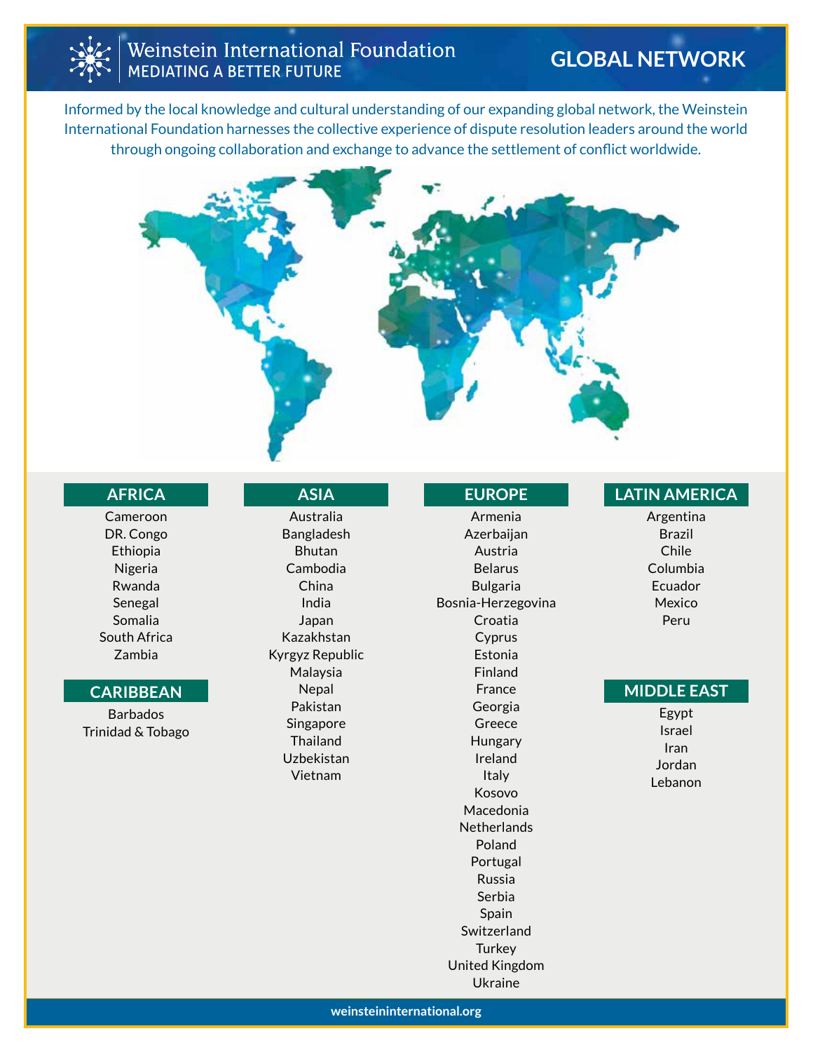Weinstein International Foundation
MEDIATING A BETTER FUTURE

# GLOBAL NETWORK

Informed by the local knowledge and cultural understanding of our expanding global network, the Weinstein International Foundation harnesses the collective experience of dispute resolution leaders around the world through ongoing collaboration and exchange to advance the settlement of conflict worldwide.

## AFRICA

Cameroon
DR. Congo
Ethiopia
Nigeria
Rwanda
Senegal
Somalia
South Africa
Zambia

## CARIBBEAN

Barbados
Trinidad & Tobago

## ASIA

Australia
Bangladesh
Bhutan
Cambodia
China
India
Japan
Kazakhstan
Kyrgyz Republic
Malaysia
Nepal
Pakistan
Singapore
Thailand
Uzbekistan
Vietnam

## EUROPE

Armenia
Azerbaijan
Austria
Belarus
Bulgaria
Bosnia-Herzegovina
Croatia
Cyprus
Estonia
Finland
France
Georgia
Greece
Hungary
Ireland
Italy
Kosovo
Macedonia
Netherlands
Poland
Portugal
Russia
Serbia
Spain
Switzerland
Turkey
United Kingdom
Ukraine

## LATIN AMERICA

Argentina
Brazil
Chile
Columbia
Ecuador
Mexico
Peru

## MIDDLE EAST

Egypt
Israel
Iran
Jordan
Lebanon

weinsteininternational.org